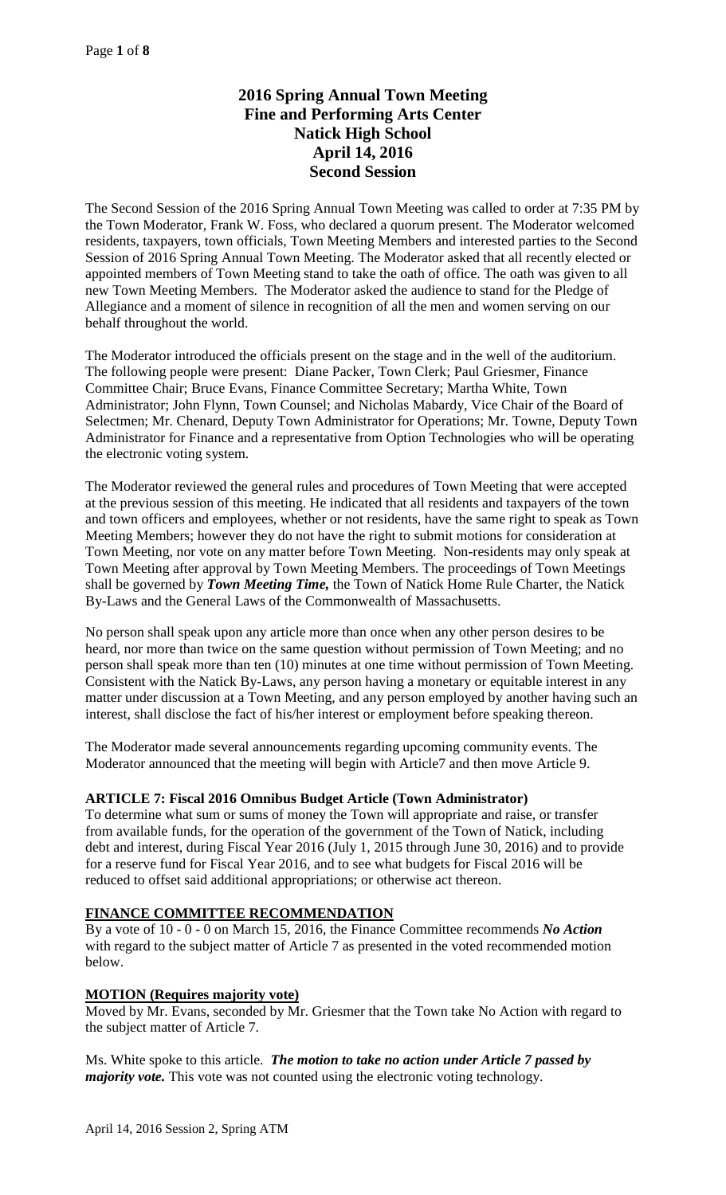# 2016 Spring Annual Town Meeting
# Fine and Performing Arts Center
# Natick High School
# April 14, 2016
# Second Session

The Second Session of the 2016 Spring Annual Town Meeting was called to order at 7:35 PM by the Town Moderator, Frank W. Foss, who declared a quorum present. The Moderator welcomed residents, taxpayers, town officials, Town Meeting Members and interested parties to the Second Session of 2016 Spring Annual Town Meeting. The Moderator asked that all recently elected or appointed members of Town Meeting stand to take the oath of office. The oath was given to all new Town Meeting Members. The Moderator asked the audience to stand for the Pledge of Allegiance and a moment of silence in recognition of all the men and women serving on our behalf throughout the world.

The Moderator introduced the officials present on the stage and in the well of the auditorium. The following people were present: Diane Packer, Town Clerk; Paul Griesmer, Finance Committee Chair; Bruce Evans, Finance Committee Secretary; Martha White, Town Administrator; John Flynn, Town Counsel; and Nicholas Mabardy, Vice Chair of the Board of Selectmen; Mr. Chenard, Deputy Town Administrator for Operations; Mr. Towne, Deputy Town Administrator for Finance and a representative from Option Technologies who will be operating the electronic voting system.

The Moderator reviewed the general rules and procedures of Town Meeting that were accepted at the previous session of this meeting. He indicated that all residents and taxpayers of the town and town officers and employees, whether or not residents, have the same right to speak as Town Meeting Members; however they do not have the right to submit motions for consideration at Town Meeting, nor vote on any matter before Town Meeting. Non-residents may only speak at Town Meeting after approval by Town Meeting Members. The proceedings of Town Meetings shall be governed by ***Town Meeting Time,*** the Town of Natick Home Rule Charter, the Natick By-Laws and the General Laws of the Commonwealth of Massachusetts.

No person shall speak upon any article more than once when any other person desires to be heard, nor more than twice on the same question without permission of Town Meeting; and no person shall speak more than ten (10) minutes at one time without permission of Town Meeting. Consistent with the Natick By-Laws, any person having a monetary or equitable interest in any matter under discussion at a Town Meeting, and any person employed by another having such an interest, shall disclose the fact of his/her interest or employment before speaking thereon.

The Moderator made several announcements regarding upcoming community events. The Moderator announced that the meeting will begin with Article7 and then move Article 9.

**ARTICLE 7: Fiscal 2016 Omnibus Budget Article (Town Administrator)**

To determine what sum or sums of money the Town will appropriate and raise, or transfer from available funds, for the operation of the government of the Town of Natick, including debt and interest, during Fiscal Year 2016 (July 1, 2015 through June 30, 2016) and to provide for a reserve fund for Fiscal Year 2016, and to see what budgets for Fiscal 2016 will be reduced to offset said additional appropriations; or otherwise act thereon.

**FINANCE COMMITTEE RECOMMENDATION**

By a vote of 10 - 0 - 0 on March 15, 2016, the Finance Committee recommends ***No Action*** with regard to the subject matter of Article 7 as presented in the voted recommended motion below.

**MOTION (Requires majority vote)**

Moved by Mr. Evans, seconded by Mr. Griesmer that the Town take No Action with regard to the subject matter of Article 7.

Ms. White spoke to this article. ***The motion to take no action under Article 7 passed by majority vote.*** This vote was not counted using the electronic voting technology.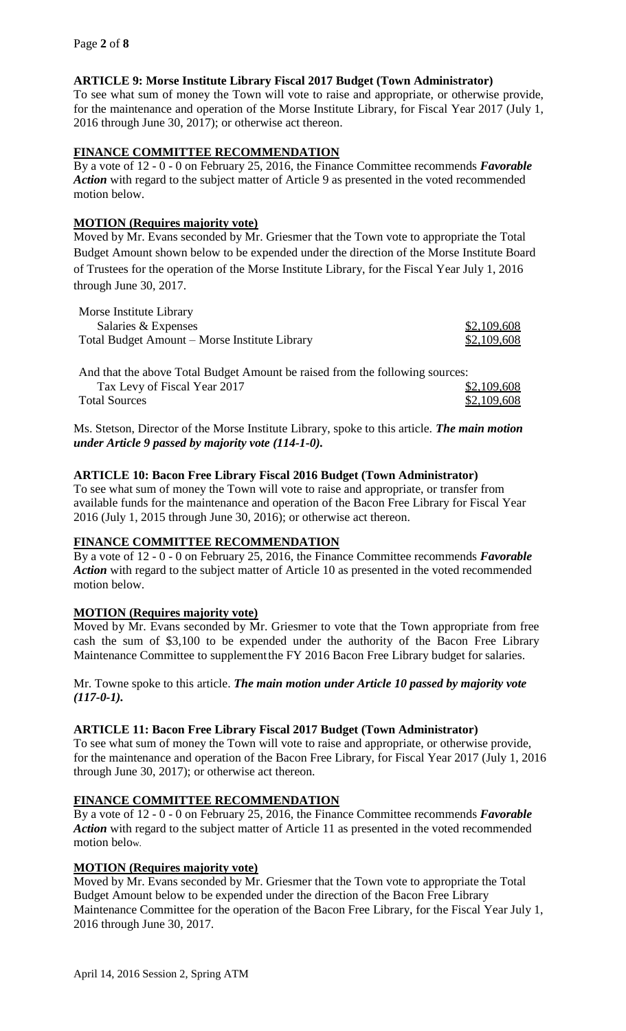### ARTICLE 9: Morse Institute Library Fiscal 2017 Budget (Town Administrator)

To see what sum of money the Town will vote to raise and appropriate, or otherwise provide, for the maintenance and operation of the Morse Institute Library, for Fiscal Year 2017 (July 1, 2016 through June 30, 2017); or otherwise act thereon.

#### FINANCE COMMITTEE RECOMMENDATION

By a vote of 12 - 0 - 0 on February 25, 2016, the Finance Committee recommends ***Favorable Action*** with regard to the subject matter of Article 9 as presented in the voted recommended motion below.

#### MOTION (Requires majority vote)

Moved by Mr. Evans seconded by Mr. Griesmer that the Town vote to appropriate the Total Budget Amount shown below to be expended under the direction of the Morse Institute Board of Trustees for the operation of the Morse Institute Library, for the Fiscal Year July 1, 2016 through June 30, 2017.

| | |
|---|---|
| Morse Institute Library | |
| Salaries & Expenses | $2,109,608 |
| Total Budget Amount – Morse Institute Library | $2,109,608 |

And that the above Total Budget Amount be raised from the following sources:

| | |
|---|---|
| Tax Levy of Fiscal Year 2017 | $2,109,608 |
| Total Sources | $2,109,608 |

Ms. Stetson, Director of the Morse Institute Library, spoke to this article. ***The main motion under Article 9 passed by majority vote (114-1-0).***

### ARTICLE 10: Bacon Free Library Fiscal 2016 Budget (Town Administrator)

To see what sum of money the Town will vote to raise and appropriate, or transfer from available funds for the maintenance and operation of the Bacon Free Library for Fiscal Year 2016 (July 1, 2015 through June 30, 2016); or otherwise act thereon.

#### FINANCE COMMITTEE RECOMMENDATION

By a vote of 12 - 0 - 0 on February 25, 2016, the Finance Committee recommends ***Favorable Action*** with regard to the subject matter of Article 10 as presented in the voted recommended motion below.

#### MOTION (Requires majority vote)

Moved by Mr. Evans seconded by Mr. Griesmer to vote that the Town appropriate from free cash the sum of $3,100 to be expended under the authority of the Bacon Free Library Maintenance Committee to supplement the FY 2016 Bacon Free Library budget for salaries.

Mr. Towne spoke to this article. ***The main motion under Article 10 passed by majority vote (117-0-1).***

### ARTICLE 11: Bacon Free Library Fiscal 2017 Budget (Town Administrator)

To see what sum of money the Town will vote to raise and appropriate, or otherwise provide, for the maintenance and operation of the Bacon Free Library, for Fiscal Year 2017 (July 1, 2016 through June 30, 2017); or otherwise act thereon.

#### FINANCE COMMITTEE RECOMMENDATION

By a vote of 12 - 0 - 0 on February 25, 2016, the Finance Committee recommends ***Favorable Action*** with regard to the subject matter of Article 11 as presented in the voted recommended motion below.

#### MOTION (Requires majority vote)

Moved by Mr. Evans seconded by Mr. Griesmer that the Town vote to appropriate the Total Budget Amount below to be expended under the direction of the Bacon Free Library Maintenance Committee for the operation of the Bacon Free Library, for the Fiscal Year July 1, 2016 through June 30, 2017.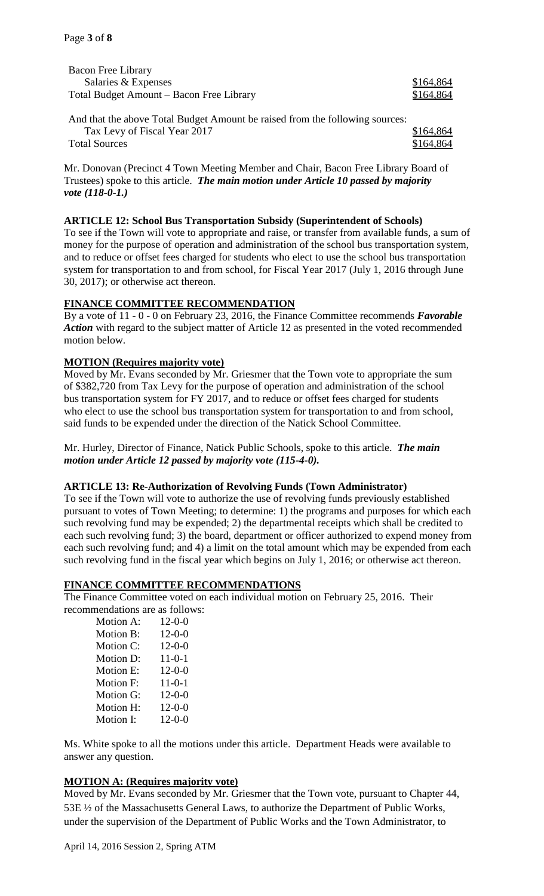| | |
|---|---|
| Bacon Free Library | |
| Salaries & Expenses | $164,864 |
| Total Budget Amount – Bacon Free Library | $164,864 |

And that the above Total Budget Amount be raised from the following sources:

| | |
|---|---|
| Tax Levy of Fiscal Year 2017 | $164,864 |
| Total Sources | $164,864 |

Mr. Donovan (Precinct 4 Town Meeting Member and Chair, Bacon Free Library Board of Trustees) spoke to this article. ***The main motion under Article 10 passed by majority vote (118-0-1.)***

**ARTICLE 12: School Bus Transportation Subsidy (Superintendent of Schools)**

To see if the Town will vote to appropriate and raise, or transfer from available funds, a sum of money for the purpose of operation and administration of the school bus transportation system, and to reduce or offset fees charged for students who elect to use the school bus transportation system for transportation to and from school, for Fiscal Year 2017 (July 1, 2016 through June 30, 2017); or otherwise act thereon.

**FINANCE COMMITTEE RECOMMENDATION**

By a vote of 11 - 0 - 0 on February 23, 2016, the Finance Committee recommends ***Favorable Action*** with regard to the subject matter of Article 12 as presented in the voted recommended motion below.

**MOTION (Requires majority vote)**

Moved by Mr. Evans seconded by Mr. Griesmer that the Town vote to appropriate the sum of $382,720 from Tax Levy for the purpose of operation and administration of the school bus transportation system for FY 2017, and to reduce or offset fees charged for students who elect to use the school bus transportation system for transportation to and from school, said funds to be expended under the direction of the Natick School Committee.

Mr. Hurley, Director of Finance, Natick Public Schools, spoke to this article. ***The main motion under Article 12 passed by majority vote (115-4-0).***

**ARTICLE 13: Re-Authorization of Revolving Funds (Town Administrator)**

To see if the Town will vote to authorize the use of revolving funds previously established pursuant to votes of Town Meeting; to determine: 1) the programs and purposes for which each such revolving fund may be expended; 2) the departmental receipts which shall be credited to each such revolving fund; 3) the board, department or officer authorized to expend money from each such revolving fund; and 4) a limit on the total amount which may be expended from each such revolving fund in the fiscal year which begins on July 1, 2016; or otherwise act thereon.

**FINANCE COMMITTEE RECOMMENDATIONS**

The Finance Committee voted on each individual motion on February 25, 2016. Their recommendations are as follows:

| | |
|---|---|
| Motion A: | 12-0-0 |
| Motion B: | 12-0-0 |
| Motion C: | 12-0-0 |
| Motion D: | 11-0-1 |
| Motion E: | 12-0-0 |
| Motion F: | 11-0-1 |
| Motion G: | 12-0-0 |
| Motion H: | 12-0-0 |
| Motion I: | 12-0-0 |

Ms. White spoke to all the motions under this article. Department Heads were available to answer any question.

**MOTION A: (Requires majority vote)**

Moved by Mr. Evans seconded by Mr. Griesmer that the Town vote, pursuant to Chapter 44, 53E ½ of the Massachusetts General Laws, to authorize the Department of Public Works, under the supervision of the Department of Public Works and the Town Administrator, to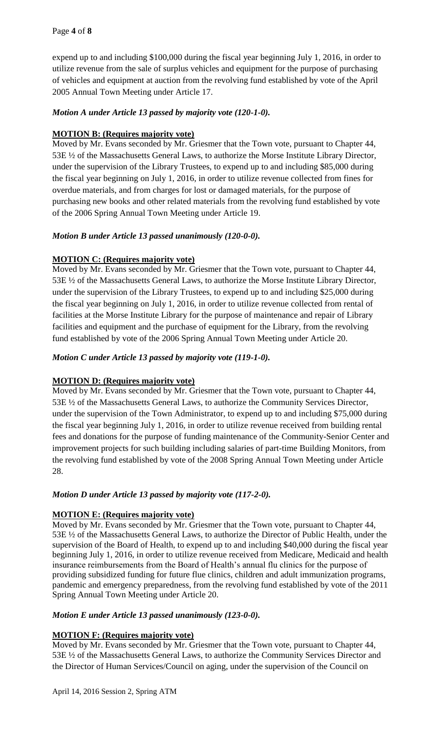expend up to and including $100,000 during the fiscal year beginning July 1, 2016, in order to utilize revenue from the sale of surplus vehicles and equipment for the purpose of purchasing of vehicles and equipment at auction from the revolving fund established by vote of the April 2005 Annual Town Meeting under Article 17.

***Motion A under Article 13 passed by majority vote (120-1-0).***

**MOTION B: (Requires majority vote)**

Moved by Mr. Evans seconded by Mr. Griesmer that the Town vote, pursuant to Chapter 44, 53E ½ of the Massachusetts General Laws, to authorize the Morse Institute Library Director, under the supervision of the Library Trustees, to expend up to and including $85,000 during the fiscal year beginning on July 1, 2016, in order to utilize revenue collected from fines for overdue materials, and from charges for lost or damaged materials, for the purpose of purchasing new books and other related materials from the revolving fund established by vote of the 2006 Spring Annual Town Meeting under Article 19.

***Motion B under Article 13 passed unanimously (120-0-0).***

**MOTION C: (Requires majority vote)**

Moved by Mr. Evans seconded by Mr. Griesmer that the Town vote, pursuant to Chapter 44, 53E ½ of the Massachusetts General Laws, to authorize the Morse Institute Library Director, under the supervision of the Library Trustees, to expend up to and including $25,000 during the fiscal year beginning on July 1, 2016, in order to utilize revenue collected from rental of facilities at the Morse Institute Library for the purpose of maintenance and repair of Library facilities and equipment and the purchase of equipment for the Library, from the revolving fund established by vote of the 2006 Spring Annual Town Meeting under Article 20.

***Motion C under Article 13 passed by majority vote (119-1-0).***

**MOTION D: (Requires majority vote)**

Moved by Mr. Evans seconded by Mr. Griesmer that the Town vote, pursuant to Chapter 44, 53E ½ of the Massachusetts General Laws, to authorize the Community Services Director, under the supervision of the Town Administrator, to expend up to and including $75,000 during the fiscal year beginning July 1, 2016, in order to utilize revenue received from building rental fees and donations for the purpose of funding maintenance of the Community-Senior Center and improvement projects for such building including salaries of part-time Building Monitors, from the revolving fund established by vote of the 2008 Spring Annual Town Meeting under Article 28.

***Motion D under Article 13 passed by majority vote (117-2-0).***

**MOTION E: (Requires majority vote)**

Moved by Mr. Evans seconded by Mr. Griesmer that the Town vote, pursuant to Chapter 44, 53E ½ of the Massachusetts General Laws, to authorize the Director of Public Health, under the supervision of the Board of Health, to expend up to and including $40,000 during the fiscal year beginning July 1, 2016, in order to utilize revenue received from Medicare, Medicaid and health insurance reimbursements from the Board of Health's annual flu clinics for the purpose of providing subsidized funding for future flue clinics, children and adult immunization programs, pandemic and emergency preparedness, from the revolving fund established by vote of the 2011 Spring Annual Town Meeting under Article 20.

***Motion E under Article 13 passed unanimously (123-0-0).***

**MOTION F: (Requires majority vote)**

Moved by Mr. Evans seconded by Mr. Griesmer that the Town vote, pursuant to Chapter 44, 53E ½ of the Massachusetts General Laws, to authorize the Community Services Director and the Director of Human Services/Council on aging, under the supervision of the Council on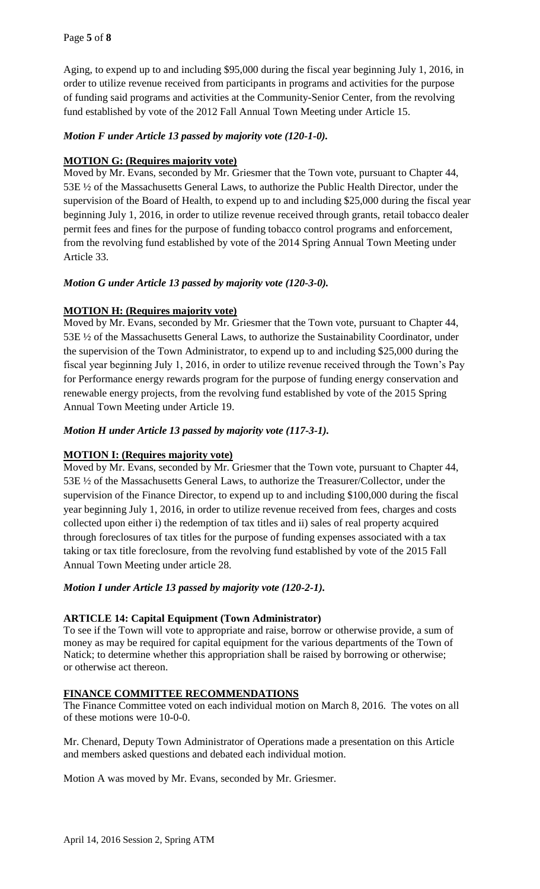Aging, to expend up to and including $95,000 during the fiscal year beginning July 1, 2016, in order to utilize revenue received from participants in programs and activities for the purpose of funding said programs and activities at the Community-Senior Center, from the revolving fund established by vote of the 2012 Fall Annual Town Meeting under Article 15.

***Motion F under Article 13 passed by majority vote (120-1-0).***

**MOTION G: (Requires majority vote)**

Moved by Mr. Evans, seconded by Mr. Griesmer that the Town vote, pursuant to Chapter 44, 53E ½ of the Massachusetts General Laws, to authorize the Public Health Director, under the supervision of the Board of Health, to expend up to and including $25,000 during the fiscal year beginning July 1, 2016, in order to utilize revenue received through grants, retail tobacco dealer permit fees and fines for the purpose of funding tobacco control programs and enforcement, from the revolving fund established by vote of the 2014 Spring Annual Town Meeting under Article 33.

***Motion G under Article 13 passed by majority vote (120-3-0).***

**MOTION H: (Requires majority vote)**

Moved by Mr. Evans, seconded by Mr. Griesmer that the Town vote, pursuant to Chapter 44, 53E ½ of the Massachusetts General Laws, to authorize the Sustainability Coordinator, under the supervision of the Town Administrator, to expend up to and including $25,000 during the fiscal year beginning July 1, 2016, in order to utilize revenue received through the Town's Pay for Performance energy rewards program for the purpose of funding energy conservation and renewable energy projects, from the revolving fund established by vote of the 2015 Spring Annual Town Meeting under Article 19.

***Motion H under Article 13 passed by majority vote (117-3-1).***

**MOTION I: (Requires majority vote)**

Moved by Mr. Evans, seconded by Mr. Griesmer that the Town vote, pursuant to Chapter 44, 53E ½ of the Massachusetts General Laws, to authorize the Treasurer/Collector, under the supervision of the Finance Director, to expend up to and including $100,000 during the fiscal year beginning July 1, 2016, in order to utilize revenue received from fees, charges and costs collected upon either i) the redemption of tax titles and ii) sales of real property acquired through foreclosures of tax titles for the purpose of funding expenses associated with a tax taking or tax title foreclosure, from the revolving fund established by vote of the 2015 Fall Annual Town Meeting under article 28.

***Motion I under Article 13 passed by majority vote (120-2-1).***

**ARTICLE 14: Capital Equipment (Town Administrator)**

To see if the Town will vote to appropriate and raise, borrow or otherwise provide, a sum of money as may be required for capital equipment for the various departments of the Town of Natick; to determine whether this appropriation shall be raised by borrowing or otherwise; or otherwise act thereon.

**FINANCE COMMITTEE RECOMMENDATIONS**

The Finance Committee voted on each individual motion on March 8, 2016. The votes on all of these motions were 10-0-0.

Mr. Chenard, Deputy Town Administrator of Operations made a presentation on this Article and members asked questions and debated each individual motion.

Motion A was moved by Mr. Evans, seconded by Mr. Griesmer.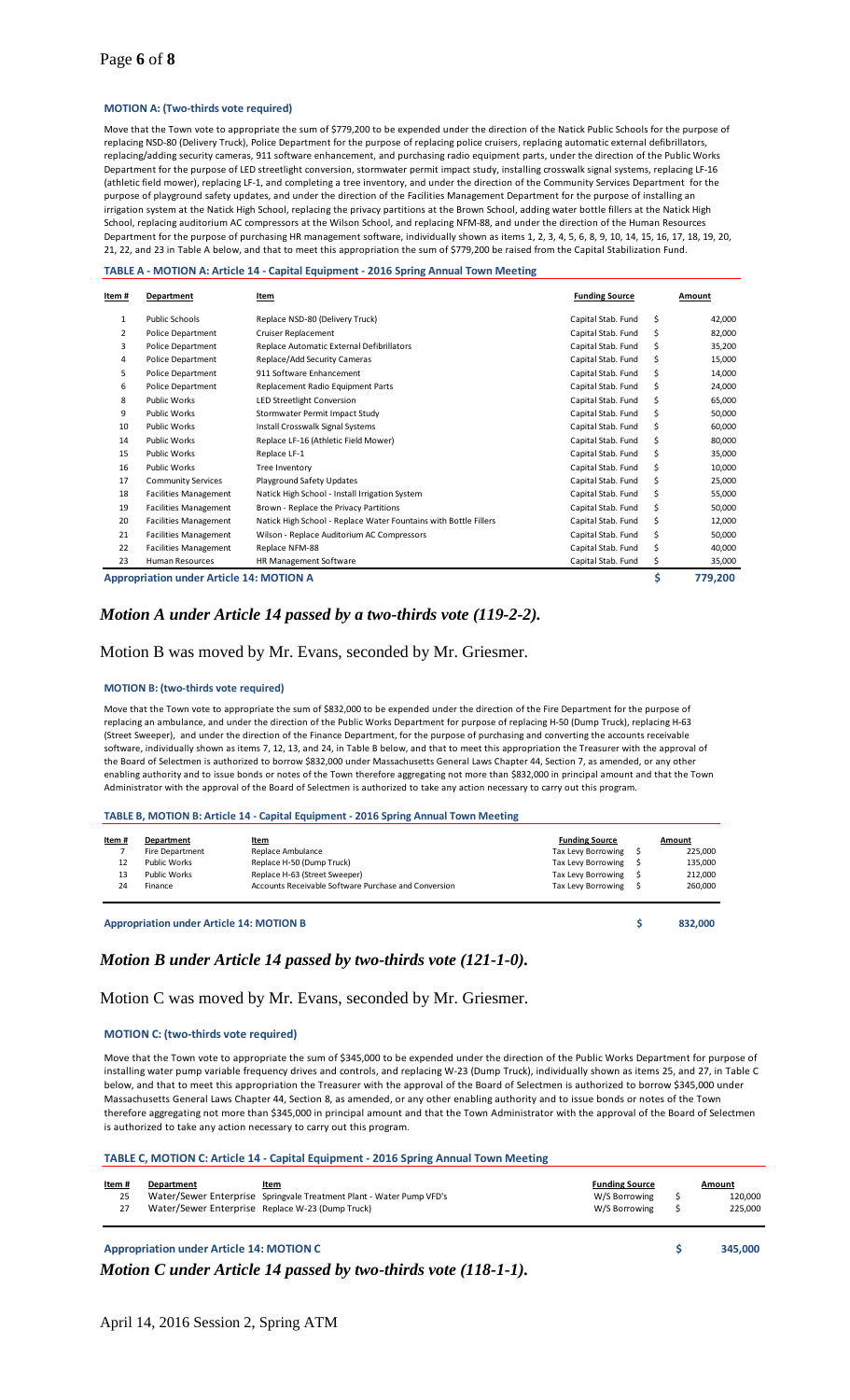**MOTION A: (Two-thirds vote required)**

Move that the Town vote to appropriate the sum of $779,200 to be expended under the direction of the Natick Public Schools for the purpose of replacing NSD-80 (Delivery Truck), Police Department for the purpose of replacing police cruisers, replacing automatic external defibrillators, replacing/adding security cameras, 911 software enhancement, and purchasing radio equipment parts, under the direction of the Public Works Department for the purpose of LED streetlight conversion, stormwater permit impact study, installing crosswalk signal systems, replacing LF-16 (athletic field mower), replacing LF-1, and completing a tree inventory, and under the direction of the Community Services Department for the purpose of playground safety updates, and under the direction of the Facilities Management Department for the purpose of installing an irrigation system at the Natick High School, replacing the privacy partitions at the Brown School, adding water bottle fillers at the Natick High School, replacing auditorium AC compressors at the Wilson School, and replacing NFM-88, and under the direction of the Human Resources Department for the purpose of purchasing HR management software, individually shown as items 1, 2, 3, 4, 5, 6, 8, 9, 10, 14, 15, 16, 17, 18, 19, 20, 21, 22, and 23 in Table A below, and that to meet this appropriation the sum of $779,200 be raised from the Capital Stabilization Fund.

**TABLE A - MOTION A: Article 14 - Capital Equipment - 2016 Spring Annual Town Meeting**

| Item # | Department | Item | Funding Source | Amount |
|---|---|---|---|---|
| 1 | Public Schools | Replace NSD-80 (Delivery Truck) | Capital Stab. Fund | $ 42,000 |
| 2 | Police Department | Cruiser Replacement | Capital Stab. Fund | $ 82,000 |
| 3 | Police Department | Replace Automatic External Defibrillators | Capital Stab. Fund | $ 35,200 |
| 4 | Police Department | Replace/Add Security Cameras | Capital Stab. Fund | $ 15,000 |
| 5 | Police Department | 911 Software Enhancement | Capital Stab. Fund | $ 14,000 |
| 6 | Police Department | Replacement Radio Equipment Parts | Capital Stab. Fund | $ 24,000 |
| 8 | Public Works | LED Streetlight Conversion | Capital Stab. Fund | $ 65,000 |
| 9 | Public Works | Stormwater Permit Impact Study | Capital Stab. Fund | $ 50,000 |
| 10 | Public Works | Install Crosswalk Signal Systems | Capital Stab. Fund | $ 60,000 |
| 14 | Public Works | Replace LF-16 (Athletic Field Mower) | Capital Stab. Fund | $ 80,000 |
| 15 | Public Works | Replace LF-1 | Capital Stab. Fund | $ 35,000 |
| 16 | Public Works | Tree Inventory | Capital Stab. Fund | $ 10,000 |
| 17 | Community Services | Playground Safety Updates | Capital Stab. Fund | $ 25,000 |
| 18 | Facilities Management | Natick High School - Install Irrigation System | Capital Stab. Fund | $ 55,000 |
| 19 | Facilities Management | Brown - Replace the Privacy Partitions | Capital Stab. Fund | $ 50,000 |
| 20 | Facilities Management | Natick High School - Replace Water Fountains with Bottle Fillers | Capital Stab. Fund | $ 12,000 |
| 21 | Facilities Management | Wilson - Replace Auditorium AC Compressors | Capital Stab. Fund | $ 50,000 |
| 22 | Facilities Management | Replace NFM-88 | Capital Stab. Fund | $ 40,000 |
| 23 | Human Resources | HR Management Software | Capital Stab. Fund | $ 35,000 |
| **Appropriation under Article 14: MOTION A** | | | | **$ 779,200** |

***Motion A under Article 14 passed by a two-thirds vote (119-2-2).***

Motion B was moved by Mr. Evans, seconded by Mr. Griesmer.

**MOTION B: (two-thirds vote required)**

Move that the Town vote to appropriate the sum of $832,000 to be expended under the direction of the Fire Department for the purpose of replacing an ambulance, and under the direction of the Public Works Department for purpose of replacing H-50 (Dump Truck), replacing H-63 (Street Sweeper), and under the direction of the Finance Department, for the purpose of purchasing and converting the accounts receivable software, individually shown as items 7, 12, 13, and 24, in Table B below, and that to meet this appropriation the Treasurer with the approval of the Board of Selectmen is authorized to borrow $832,000 under Massachusetts General Laws Chapter 44, Section 7, as amended, or any other enabling authority and to issue bonds or notes of the Town therefore aggregating not more than $832,000 in principal amount and that the Town Administrator with the approval of the Board of Selectmen is authorized to take any action necessary to carry out this program.

**TABLE B, MOTION B: Article 14 - Capital Equipment - 2016 Spring Annual Town Meeting**

| Item # | Department | Item | Funding Source | Amount |
|---|---|---|---|---|
| 7 | Fire Department | Replace Ambulance | Tax Levy Borrowing | $ 225,000 |
| 12 | Public Works | Replace H-50 (Dump Truck) | Tax Levy Borrowing | $ 135,000 |
| 13 | Public Works | Replace H-63 (Street Sweeper) | Tax Levy Borrowing | $ 212,000 |
| 24 | Finance | Accounts Receivable Software Purchase and Conversion | Tax Levy Borrowing | $ 260,000 |
| **Appropriation under Article 14: MOTION B** | | | | **$ 832,000** |

***Motion B under Article 14 passed by two-thirds vote (121-1-0).***

Motion C was moved by Mr. Evans, seconded by Mr. Griesmer.

**MOTION C: (two-thirds vote required)**

Move that the Town vote to appropriate the sum of $345,000 to be expended under the direction of the Public Works Department for purpose of installing water pump variable frequency drives and controls, and replacing W-23 (Dump Truck), individually shown as items 25, and 27, in Table C below, and that to meet this appropriation the Treasurer with the approval of the Board of Selectmen is authorized to borrow $345,000 under Massachusetts General Laws Chapter 44, Section 8, as amended, or any other enabling authority and to issue bonds or notes of the Town therefore aggregating not more than $345,000 in principal amount and that the Town Administrator with the approval of the Board of Selectmen is authorized to take any action necessary to carry out this program.

**TABLE C, MOTION C: Article 14 - Capital Equipment - 2016 Spring Annual Town Meeting**

| Item # | Department | Item | Funding Source | Amount |
|---|---|---|---|---|
| 25 | Water/Sewer Enterprise | Springvale Treatment Plant - Water Pump VFD's | W/S Borrowing | $ 120,000 |
| 27 | Water/Sewer Enterprise | Replace W-23 (Dump Truck) | W/S Borrowing | $ 225,000 |
| **Appropriation under Article 14: MOTION C** | | | | **$ 345,000** |

***Motion C under Article 14 passed by two-thirds vote (118-1-1).***

April 14, 2016 Session 2, Spring ATM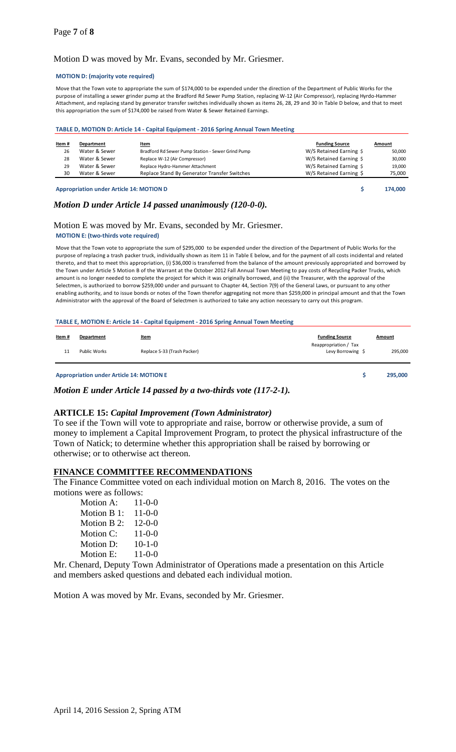Motion D was moved by Mr. Evans, seconded by Mr. Griesmer.

**MOTION D: (majority vote required)**

Move that the Town vote to appropriate the sum of $174,000 to be expended under the direction of the Department of Public Works for the purpose of installing a sewer grinder pump at the Bradford Rd Sewer Pump Station, replacing W-12 (Air Compressor), replacing Hyrdo-Hammer Attachment, and replacing stand by generator transfer switches individually shown as items 26, 28, 29 and 30 in Table D below, and that to meet this appropriation the sum of $174,000 be raised from Water & Sewer Retained Earnings.

**TABLE D, MOTION D: Article 14 - Capital Equipment - 2016 Spring Annual Town Meeting**

| Item # | Department | Item | Funding Source | Amount |
|---|---|---|---|---|
| 26 | Water & Sewer | Bradford Rd Sewer Pump Station - Sewer Grind Pump | W/S Retained Earning $ | 50,000 |
| 28 | Water & Sewer | Replace W-12 (Air Compressor) | W/S Retained Earning $ | 30,000 |
| 29 | Water & Sewer | Replace Hydro-Hammer Attachment | W/S Retained Earning $ | 19,000 |
| 30 | Water & Sewer | Replace Stand By Generator Transfer Switches | W/S Retained Earning $ | 75,000 |
| **Appropriation under Article 14: MOTION D** | | | **$** | **174,000** |

***Motion D under Article 14 passed unanimously (120-0-0).***

Motion E was moved by Mr. Evans, seconded by Mr. Griesmer.

**MOTION E: (two-thirds vote required)**

Move that the Town vote to appropriate the sum of $295,000 to be expended under the direction of the Department of Public Works for the purpose of replacing a trash packer truck, individually shown as item 11 in Table E below, and for the payment of all costs incidental and related thereto, and that to meet this appropriation, (i) $36,000 is transferred from the balance of the amount previously appropriated and borrowed by the Town under Article 5 Motion B of the Warrant at the October 2012 Fall Annual Town Meeting to pay costs of Recycling Packer Trucks, which amount is no longer needed to complete the project for which it was originally borrowed, and (ii) the Treasurer, with the approval of the Selectmen, is authorized to borrow $259,000 under and pursuant to Chapter 44, Section 7(9) of the General Laws, or pursuant to any other enabling authority, and to issue bonds or notes of the Town therefor aggregating not more than $259,000 in principal amount and that the Town Administrator with the approval of the Board of Selectmen is authorized to take any action necessary to carry out this program.

**TABLE E, MOTION E: Article 14 - Capital Equipment - 2016 Spring Annual Town Meeting**

| Item # | Department | Item | Funding Source | Amount |
|---|---|---|---|---|
| 11 | Public Works | Replace S-33 (Trash Packer) | Reappropriation / Tax Levy Borrowing $ | 295,000 |
| **Appropriation under Article 14: MOTION E** | | | **$** | **295,000** |

***Motion E under Article 14 passed by a two-thirds vote (117-2-1).***

## ARTICLE 15: *Capital Improvement (Town Administrator)*

To see if the Town will vote to appropriate and raise, borrow or otherwise provide, a sum of money to implement a Capital Improvement Program, to protect the physical infrastructure of the Town of Natick; to determine whether this appropriation shall be raised by borrowing or otherwise; or to otherwise act thereon.

## FINANCE COMMITTEE RECOMMENDATIONS

The Finance Committee voted on each individual motion on March 8, 2016. The votes on the motions were as follows:

- Motion A: 11-0-0
- Motion B 1: 11-0-0
- Motion B 2: 12-0-0
- Motion C: 11-0-0
- Motion D: 10-1-0
- Motion E: 11-0-0

Mr. Chenard, Deputy Town Administrator of Operations made a presentation on this Article and members asked questions and debated each individual motion.

Motion A was moved by Mr. Evans, seconded by Mr. Griesmer.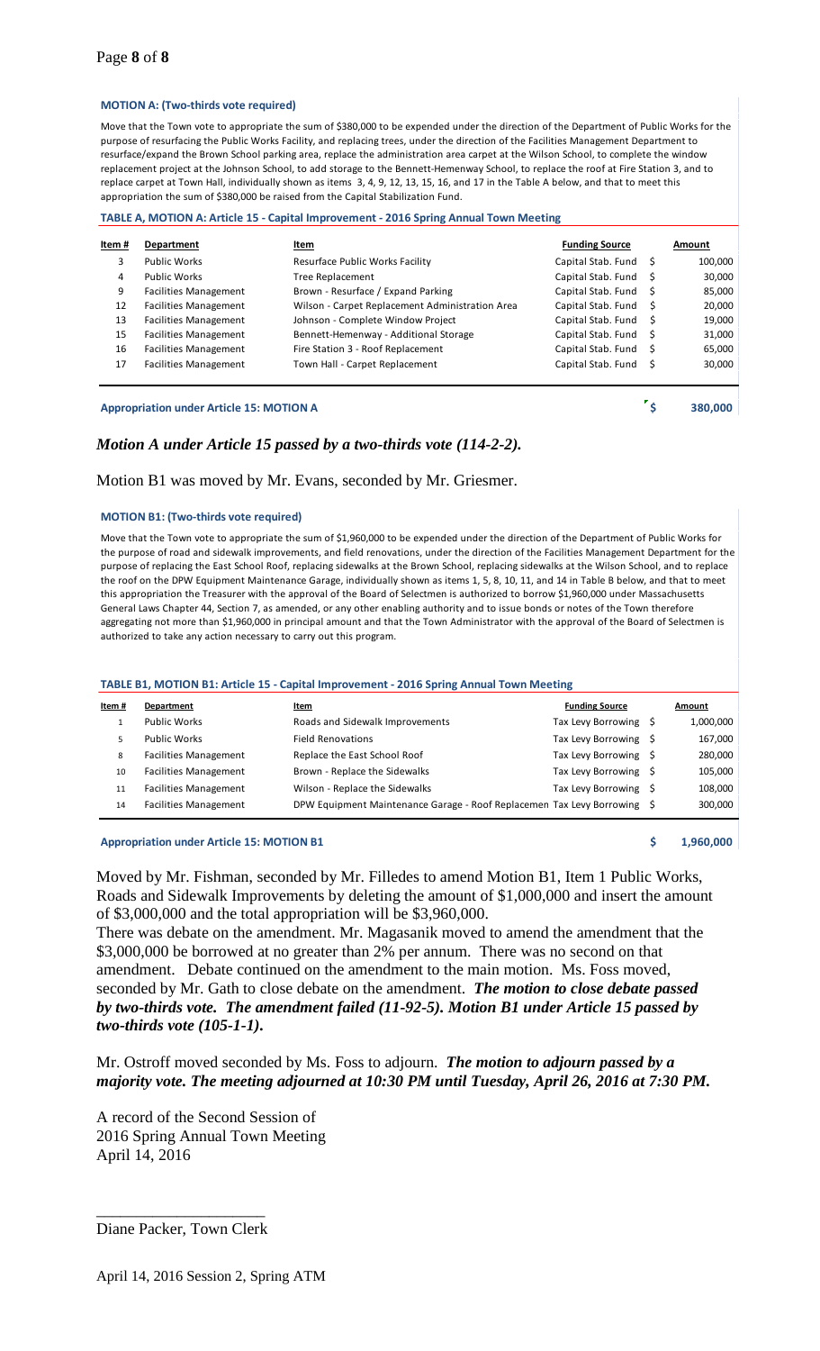#### MOTION A: (Two-thirds vote required)

Move that the Town vote to appropriate the sum of $380,000 to be expended under the direction of the Department of Public Works for the purpose of resurfacing the Public Works Facility, and replacing trees, under the direction of the Facilities Management Department to resurface/expand the Brown School parking area, replace the administration area carpet at the Wilson School, to complete the window replacement project at the Johnson School, to add storage to the Bennett-Hemenway School, to replace the roof at Fire Station 3, and to replace carpet at Town Hall, individually shown as items 3, 4, 9, 12, 13, 15, 16, and 17 in the Table A below, and that to meet this appropriation the sum of $380,000 be raised from the Capital Stabilization Fund.

#### TABLE A, MOTION A: Article 15 - Capital Improvement - 2016 Spring Annual Town Meeting

| Item # | Department | Item | Funding Source | Amount |
|---|---|---|---|---|
| 3 | Public Works | Resurface Public Works Facility | Capital Stab. Fund | $ 100,000 |
| 4 | Public Works | Tree Replacement | Capital Stab. Fund | $ 30,000 |
| 9 | Facilities Management | Brown - Resurface / Expand Parking | Capital Stab. Fund | $ 85,000 |
| 12 | Facilities Management | Wilson - Carpet Replacement Administration Area | Capital Stab. Fund | $ 20,000 |
| 13 | Facilities Management | Johnson - Complete Window Project | Capital Stab. Fund | $ 19,000 |
| 15 | Facilities Management | Bennett-Hemenway - Additional Storage | Capital Stab. Fund | $ 31,000 |
| 16 | Facilities Management | Fire Station 3 - Roof Replacement | Capital Stab. Fund | $ 65,000 |
| 17 | Facilities Management | Town Hall - Carpet Replacement | Capital Stab. Fund | $ 30,000 |
| **Appropriation under Article 15: MOTION A** | | | | **$ 380,000** |

***Motion A under Article 15 passed by a two-thirds vote (114-2-2).***

Motion B1 was moved by Mr. Evans, seconded by Mr. Griesmer.

#### MOTION B1: (Two-thirds vote required)

Move that the Town vote to appropriate the sum of $1,960,000 to be expended under the direction of the Department of Public Works for the purpose of road and sidewalk improvements, and field renovations, under the direction of the Facilities Management Department for the purpose of replacing the East School Roof, replacing sidewalks at the Brown School, replacing sidewalks at the Wilson School, and to replace the roof on the DPW Equipment Maintenance Garage, individually shown as items 1, 5, 8, 10, 11, and 14 in Table B below, and that to meet this appropriation the Treasurer with the approval of the Board of Selectmen is authorized to borrow $1,960,000 under Massachusetts General Laws Chapter 44, Section 7, as amended, or any other enabling authority and to issue bonds or notes of the Town therefore aggregating not more than $1,960,000 in principal amount and that the Town Administrator with the approval of the Board of Selectmen is authorized to take any action necessary to carry out this program.

#### TABLE B1, MOTION B1: Article 15 - Capital Improvement - 2016 Spring Annual Town Meeting

| Item # | Department | Item | Funding Source | Amount |
|---|---|---|---|---|
| 1 | Public Works | Roads and Sidewalk Improvements | Tax Levy Borrowing | $ 1,000,000 |
| 5 | Public Works | Field Renovations | Tax Levy Borrowing | $ 167,000 |
| 8 | Facilities Management | Replace the East School Roof | Tax Levy Borrowing | $ 280,000 |
| 10 | Facilities Management | Brown - Replace the Sidewalks | Tax Levy Borrowing | $ 105,000 |
| 11 | Facilities Management | Wilson - Replace the Sidewalks | Tax Levy Borrowing | $ 108,000 |
| 14 | Facilities Management | DPW Equipment Maintenance Garage - Roof Replacemen | Tax Levy Borrowing | $ 300,000 |
| **Appropriation under Article 15: MOTION B1** | | | | **$ 1,960,000** |

Moved by Mr. Fishman, seconded by Mr. Filledes to amend Motion B1, Item 1 Public Works, Roads and Sidewalk Improvements by deleting the amount of $1,000,000 and insert the amount of $3,000,000 and the total appropriation will be $3,960,000.

There was debate on the amendment. Mr. Magasanik moved to amend the amendment that the $3,000,000 be borrowed at no greater than 2% per annum. There was no second on that amendment. Debate continued on the amendment to the main motion. Ms. Foss moved, seconded by Mr. Gath to close debate on the amendment. ***The motion to close debate passed by two-thirds vote. The amendment failed (11-92-5). Motion B1 under Article 15 passed by two-thirds vote (105-1-1).***

Mr. Ostroff moved seconded by Ms. Foss to adjourn. ***The motion to adjourn passed by a majority vote. The meeting adjourned at 10:30 PM until Tuesday, April 26, 2016 at 7:30 PM.***

A record of the Second Session of
2016 Spring Annual Town Meeting
April 14, 2016

\_\_\_\_\_\_\_\_\_\_\_\_\_\_\_\_\_\_\_\_\_\_

Diane Packer, Town Clerk